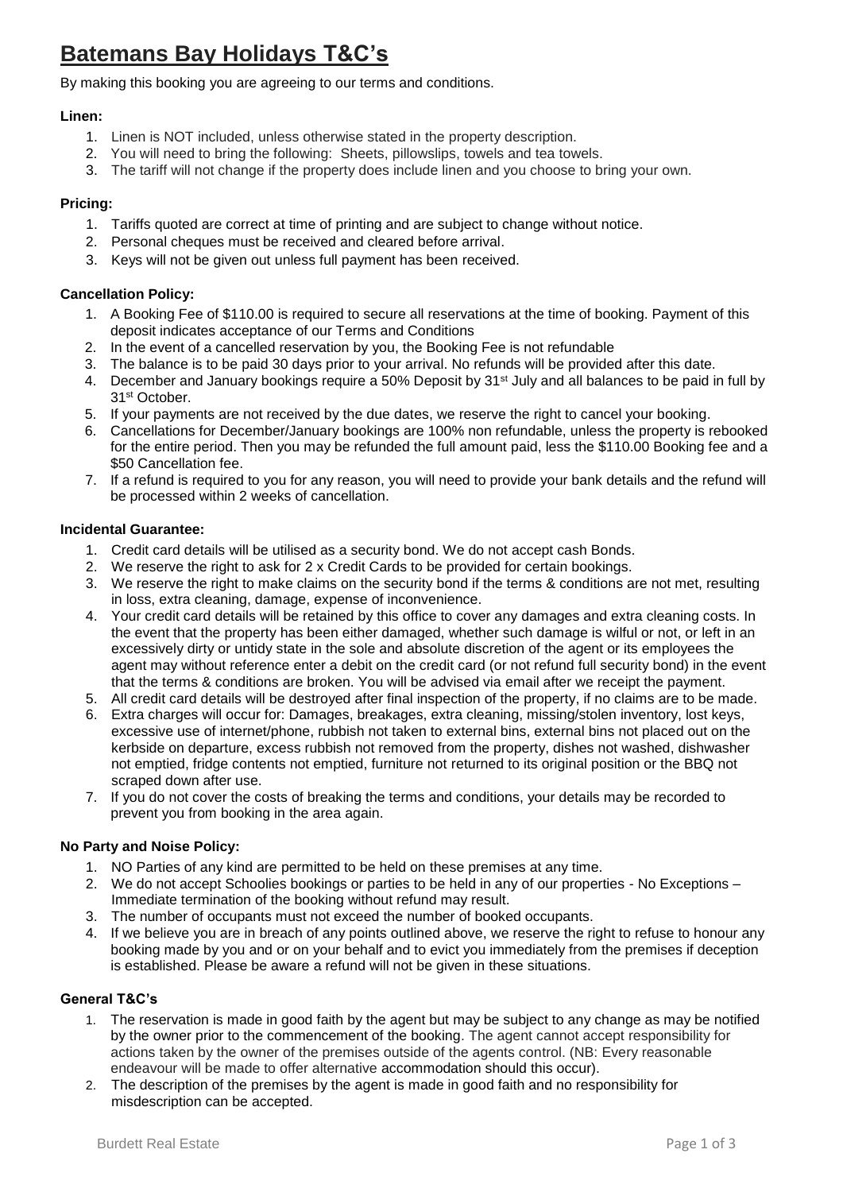# **Batemans Bay Holidays T&C's**

By making this booking you are agreeing to our terms and conditions.

**Linen:**

1. Linen is NOT included, unless otherwise stated in the property description.
2. You will need to bring the following: Sheets, pillowslips, towels and tea towels.
3. The tariff will not change if the property does include linen and you choose to bring your own.

**Pricing:**

1. Tariffs quoted are correct at time of printing and are subject to change without notice.
2. Personal cheques must be received and cleared before arrival.
3. Keys will not be given out unless full payment has been received.

**Cancellation Policy:**

1. A Booking Fee of $110.00 is required to secure all reservations at the time of booking. Payment of this deposit indicates acceptance of our Terms and Conditions
2. In the event of a cancelled reservation by you, the Booking Fee is not refundable
3. The balance is to be paid 30 days prior to your arrival. No refunds will be provided after this date.
4. December and January bookings require a 50% Deposit by 31st July and all balances to be paid in full by 31st October.
5. If your payments are not received by the due dates, we reserve the right to cancel your booking.
6. Cancellations for December/January bookings are 100% non refundable, unless the property is rebooked for the entire period. Then you may be refunded the full amount paid, less the $110.00 Booking fee and a $50 Cancellation fee.
7. If a refund is required to you for any reason, you will need to provide your bank details and the refund will be processed within 2 weeks of cancellation.

**Incidental Guarantee:**

1. Credit card details will be utilised as a security bond. We do not accept cash Bonds.
2. We reserve the right to ask for 2 x Credit Cards to be provided for certain bookings.
3. We reserve the right to make claims on the security bond if the terms & conditions are not met, resulting in loss, extra cleaning, damage, expense of inconvenience.
4. Your credit card details will be retained by this office to cover any damages and extra cleaning costs. In the event that the property has been either damaged, whether such damage is wilful or not, or left in an excessively dirty or untidy state in the sole and absolute discretion of the agent or its employees the agent may without reference enter a debit on the credit card (or not refund full security bond) in the event that the terms & conditions are broken. You will be advised via email after we receipt the payment.
5. All credit card details will be destroyed after final inspection of the property, if no claims are to be made.
6. Extra charges will occur for: Damages, breakages, extra cleaning, missing/stolen inventory, lost keys, excessive use of internet/phone, rubbish not taken to external bins, external bins not placed out on the kerbside on departure, excess rubbish not removed from the property, dishes not washed, dishwasher not emptied, fridge contents not emptied, furniture not returned to its original position or the BBQ not scraped down after use.
7. If you do not cover the costs of breaking the terms and conditions, your details may be recorded to prevent you from booking in the area again.

**No Party and Noise Policy:**

1. NO Parties of any kind are permitted to be held on these premises at any time.
2. We do not accept Schoolies bookings or parties to be held in any of our properties - No Exceptions – Immediate termination of the booking without refund may result.
3. The number of occupants must not exceed the number of booked occupants.
4. If we believe you are in breach of any points outlined above, we reserve the right to refuse to honour any booking made by you and or on your behalf and to evict you immediately from the premises if deception is established. Please be aware a refund will not be given in these situations.

**General T&C's**

1. The reservation is made in good faith by the agent but may be subject to any change as may be notified by the owner prior to the commencement of the booking. The agent cannot accept responsibility for actions taken by the owner of the premises outside of the agents control. (NB: Every reasonable endeavour will be made to offer alternative accommodation should this occur).
2. The description of the premises by the agent is made in good faith and no responsibility for misdescription can be accepted.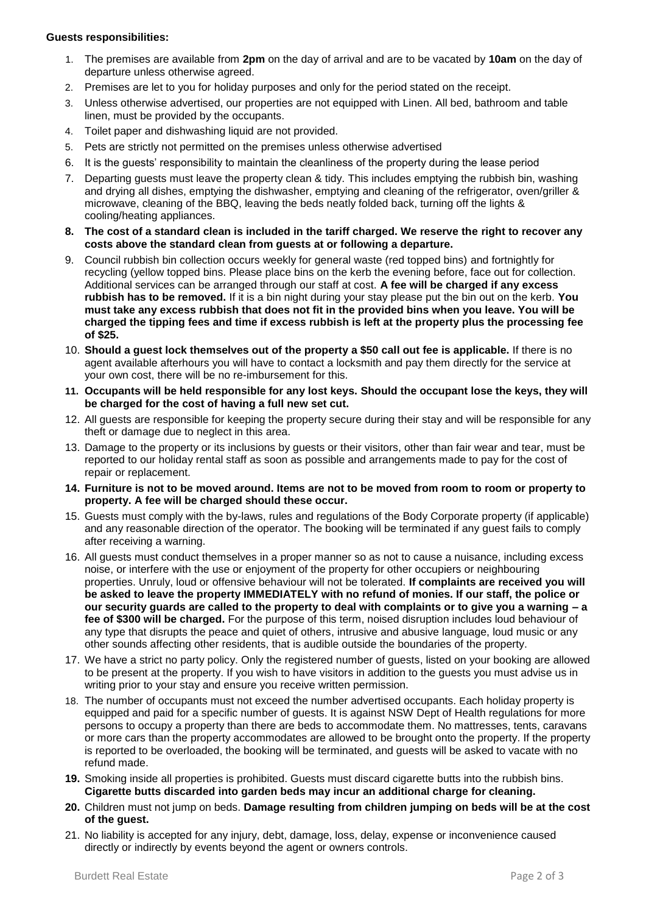**Guests responsibilities:**

1. The premises are available from **2pm** on the day of arrival and are to be vacated by **10am** on the day of departure unless otherwise agreed.
2. Premises are let to you for holiday purposes and only for the period stated on the receipt.
3. Unless otherwise advertised, our properties are not equipped with Linen. All bed, bathroom and table linen, must be provided by the occupants.
4. Toilet paper and dishwashing liquid are not provided.
5. Pets are strictly not permitted on the premises unless otherwise advertised
6. It is the guests' responsibility to maintain the cleanliness of the property during the lease period
7. Departing guests must leave the property clean & tidy. This includes emptying the rubbish bin, washing and drying all dishes, emptying the dishwasher, emptying and cleaning of the refrigerator, oven/griller & microwave, cleaning of the BBQ, leaving the beds neatly folded back, turning off the lights & cooling/heating appliances.
8. **The cost of a standard clean is included in the tariff charged. We reserve the right to recover any costs above the standard clean from guests at or following a departure.**
9. Council rubbish bin collection occurs weekly for general waste (red topped bins) and fortnightly for recycling (yellow topped bins. Please place bins on the kerb the evening before, face out for collection. Additional services can be arranged through our staff at cost. **A fee will be charged if any excess rubbish has to be removed.** If it is a bin night during your stay please put the bin out on the kerb. **You must take any excess rubbish that does not fit in the provided bins when you leave. You will be charged the tipping fees and time if excess rubbish is left at the property plus the processing fee of $25.**
10. **Should a guest lock themselves out of the property a $50 call out fee is applicable.** If there is no agent available afterhours you will have to contact a locksmith and pay them directly for the service at your own cost, there will be no re-imbursement for this.
11. **Occupants will be held responsible for any lost keys. Should the occupant lose the keys, they will be charged for the cost of having a full new set cut.**
12. All guests are responsible for keeping the property secure during their stay and will be responsible for any theft or damage due to neglect in this area.
13. Damage to the property or its inclusions by guests or their visitors, other than fair wear and tear, must be reported to our holiday rental staff as soon as possible and arrangements made to pay for the cost of repair or replacement.
14. **Furniture is not to be moved around. Items are not to be moved from room to room or property to property. A fee will be charged should these occur.**
15. Guests must comply with the by-laws, rules and regulations of the Body Corporate property (if applicable) and any reasonable direction of the operator. The booking will be terminated if any guest fails to comply after receiving a warning.
16. All guests must conduct themselves in a proper manner so as not to cause a nuisance, including excess noise, or interfere with the use or enjoyment of the property for other occupiers or neighbouring properties. Unruly, loud or offensive behaviour will not be tolerated. **If complaints are received you will be asked to leave the property IMMEDIATELY with no refund of monies. If our staff, the police or our security guards are called to the property to deal with complaints or to give you a warning – a fee of $300 will be charged.** For the purpose of this term, noised disruption includes loud behaviour of any type that disrupts the peace and quiet of others, intrusive and abusive language, loud music or any other sounds affecting other residents, that is audible outside the boundaries of the property.
17. We have a strict no party policy. Only the registered number of guests, listed on your booking are allowed to be present at the property. If you wish to have visitors in addition to the guests you must advise us in writing prior to your stay and ensure you receive written permission.
18. The number of occupants must not exceed the number advertised occupants. Each holiday property is equipped and paid for a specific number of guests. It is against NSW Dept of Health regulations for more persons to occupy a property than there are beds to accommodate them. No mattresses, tents, caravans or more cars than the property accommodates are allowed to be brought onto the property. If the property is reported to be overloaded, the booking will be terminated, and guests will be asked to vacate with no refund made.
19. Smoking inside all properties is prohibited. Guests must discard cigarette butts into the rubbish bins. **Cigarette butts discarded into garden beds may incur an additional charge for cleaning.**
20. Children must not jump on beds. **Damage resulting from children jumping on beds will be at the cost of the guest.**
21. No liability is accepted for any injury, debt, damage, loss, delay, expense or inconvenience caused directly or indirectly by events beyond the agent or owners controls.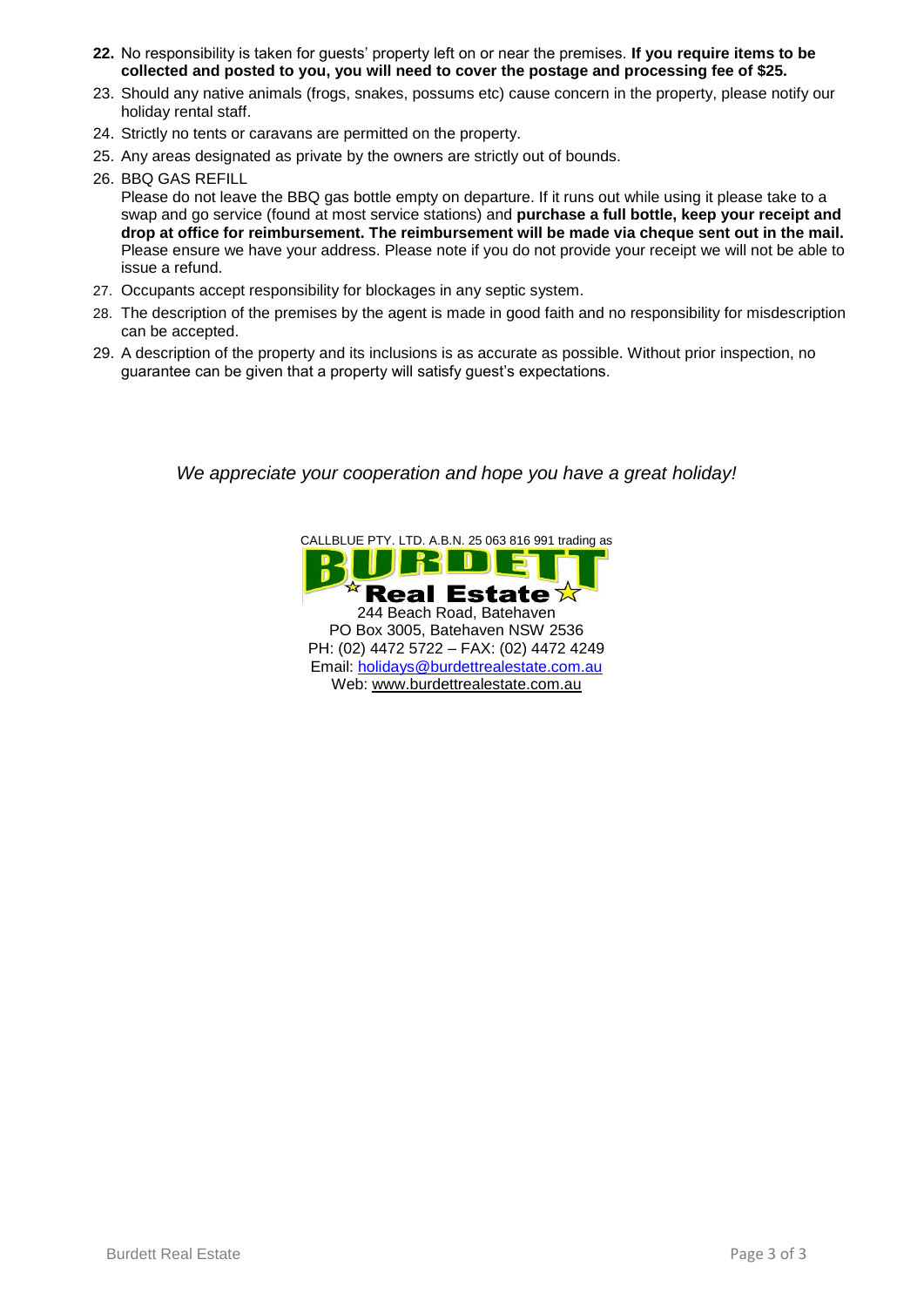22. No responsibility is taken for guests' property left on or near the premises. **If you require items to be collected and posted to you, you will need to cover the postage and processing fee of $25.**
23. Should any native animals (frogs, snakes, possums etc) cause concern in the property, please notify our holiday rental staff.
24. Strictly no tents or caravans are permitted on the property.
25. Any areas designated as private by the owners are strictly out of bounds.
26. BBQ GAS REFILL
    Please do not leave the BBQ gas bottle empty on departure. If it runs out while using it please take to a swap and go service (found at most service stations) and **purchase a full bottle, keep your receipt and drop at office for reimbursement. The reimbursement will be made via cheque sent out in the mail.** Please ensure we have your address. Please note if you do not provide your receipt we will not be able to issue a refund.
27. Occupants accept responsibility for blockages in any septic system.
28. The description of the premises by the agent is made in good faith and no responsibility for misdescription can be accepted.
29. A description of the property and its inclusions is as accurate as possible. Without prior inspection, no guarantee can be given that a property will satisfy guest's expectations.

*We appreciate your cooperation and hope you have a great holiday!*

CALLBLUE PTY. LTD. A.B.N. 25 063 816 991 trading as

BURDETT Real Estate

244 Beach Road, Batehaven
PO Box 3005, Batehaven NSW 2536
PH: (02) 4472 5722 – FAX: (02) 4472 4249
Email: holidays@burdettrealestate.com.au
Web: www.burdettrealestate.com.au